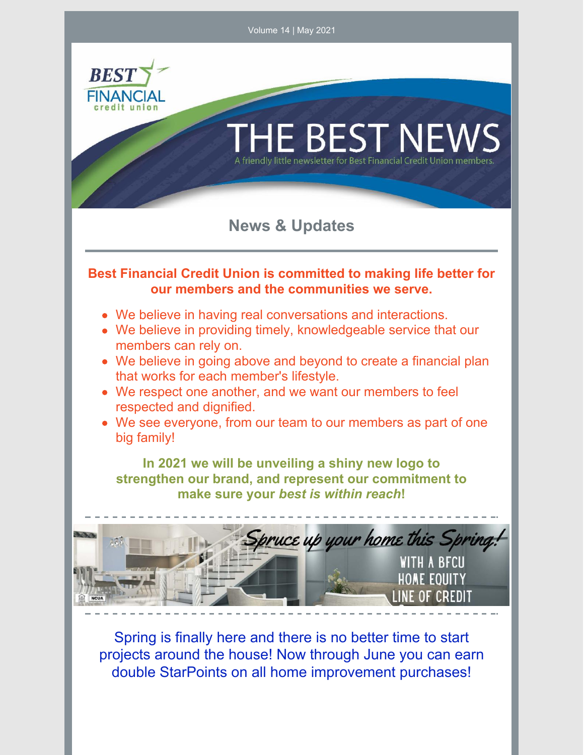Volume 14 | May 2021

# THE BEST NEWS

A friendly little newsletter for Best Financial Credit Union members.

## News & Updates

**Best Financial Credit Union is committed to making life better for our members and the communities we serve.**

- We believe in having real conversations and interactions.
- We believe in providing timely, knowledgeable service that our members can rely on.
- We believe in going above and beyond to create a financial plan that works for each member's lifestyle.
- We respect one another, and we want our members to feel respected and dignified.
- We see everyone, from our team to our members as part of one big family!

**In 2021 we will be unveiling a shiny new logo to strengthen our brand, and represent our commitment to make sure your *best is within reach*!**

Spruce up your home this Spring! WITH A BFCU HOME EQUITY LINE OF CREDIT

Spring is finally here and there is no better time to start projects around the house! Now through June you can earn double StarPoints on all home improvement purchases!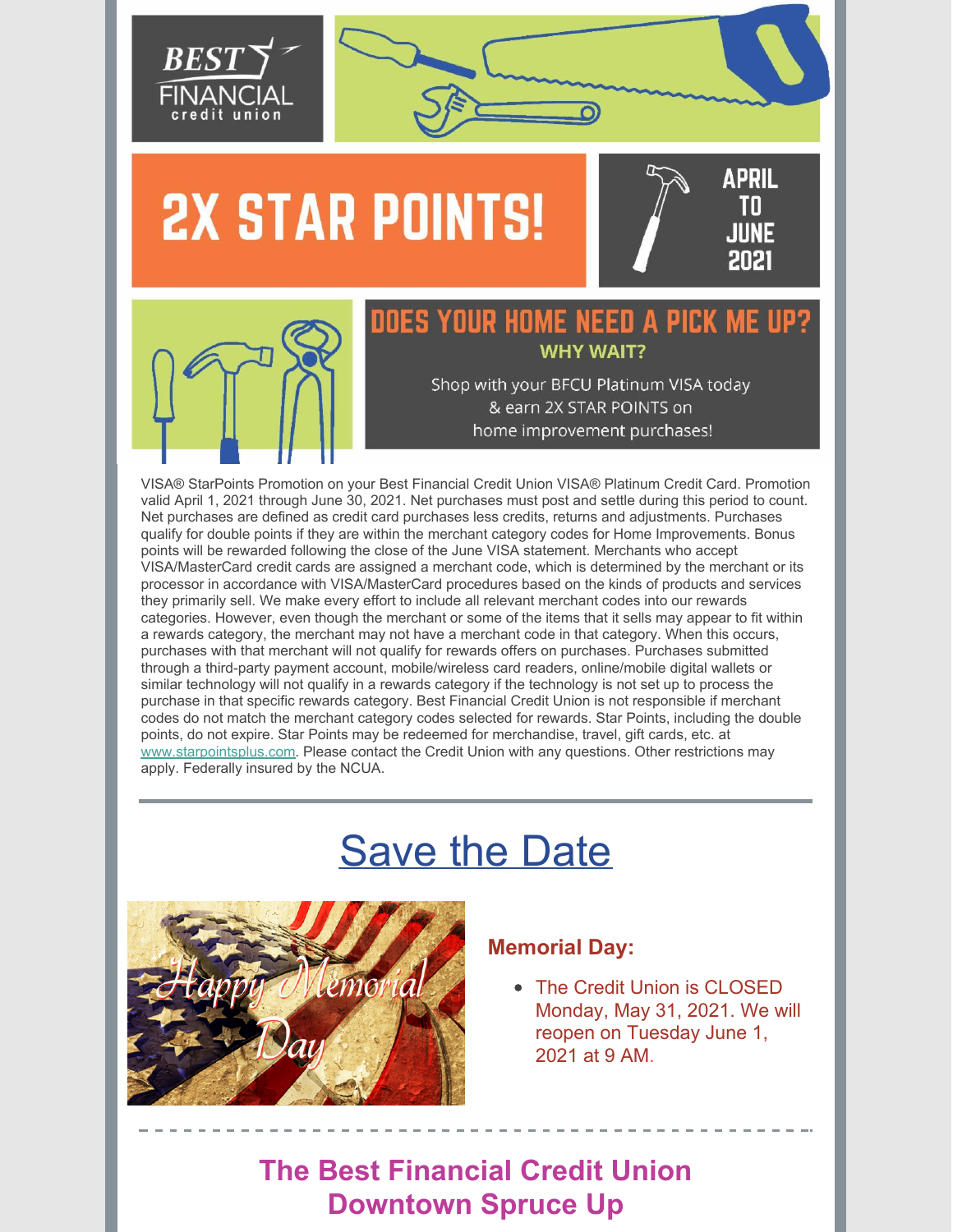BEST FINANCIAL credit union

# 2X STAR POINTS!

APRIL TO JUNE 2021

## DOES YOUR HOME NEED A PICK ME UP?

**WHY WAIT?**

Shop with your BFCU Platinum VISA today & earn 2X STAR POINTS on home improvement purchases!

VISA® StarPoints Promotion on your Best Financial Credit Union VISA® Platinum Credit Card. Promotion valid April 1, 2021 through June 30, 2021. Net purchases must post and settle during this period to count. Net purchases are defined as credit card purchases less credits, returns and adjustments. Purchases qualify for double points if they are within the merchant category codes for Home Improvements. Bonus points will be rewarded following the close of the June VISA statement. Merchants who accept VISA/MasterCard credit cards are assigned a merchant code, which is determined by the merchant or its processor in accordance with VISA/MasterCard procedures based on the kinds of products and services they primarily sell. We make every effort to include all relevant merchant codes into our rewards categories. However, even though the merchant or some of the items that it sells may appear to fit within a rewards category, the merchant may not have a merchant code in that category. When this occurs, purchases with that merchant will not qualify for rewards offers on purchases. Purchases submitted through a third-party payment account, mobile/wireless card readers, online/mobile digital wallets or similar technology will not qualify in a rewards category if the technology is not set up to process the purchase in that specific rewards category. Best Financial Credit Union is not responsible if merchant codes do not match the merchant category codes selected for rewards. Star Points, including the double points, do not expire. Star Points may be redeemed for merchandise, travel, gift cards, etc. at www.starpointsplus.com. Please contact the Credit Union with any questions. Other restrictions may apply. Federally insured by the NCUA.

---

# Save the Date

Happy Memorial Day

### Memorial Day:

- The Credit Union is CLOSED Monday, May 31, 2021. We will reopen on Tuesday June 1, 2021 at 9 AM.

---

## The Best Financial Credit Union Downtown Spruce Up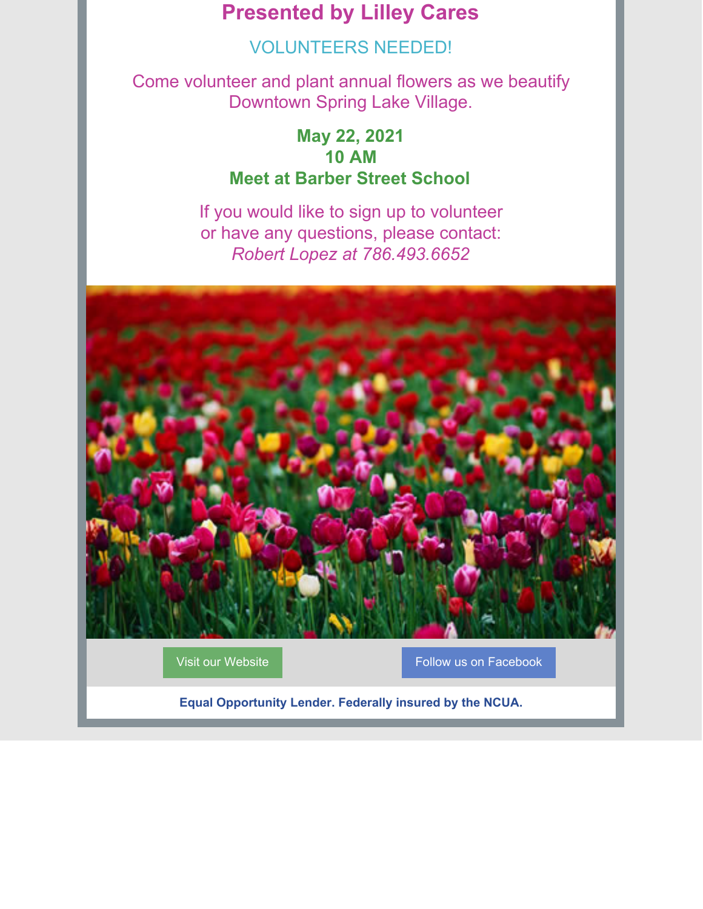## Presented by Lilley Cares

VOLUNTEERS NEEDED!

Come volunteer and plant annual flowers as we beautify Downtown Spring Lake Village.

**May 22, 2021**
**10 AM**
**Meet at Barber Street School**

If you would like to sign up to volunteer or have any questions, please contact:
*Robert Lopez at 786.493.6652*

Visit our Website

Follow us on Facebook

**Equal Opportunity Lender. Federally insured by the NCUA.**